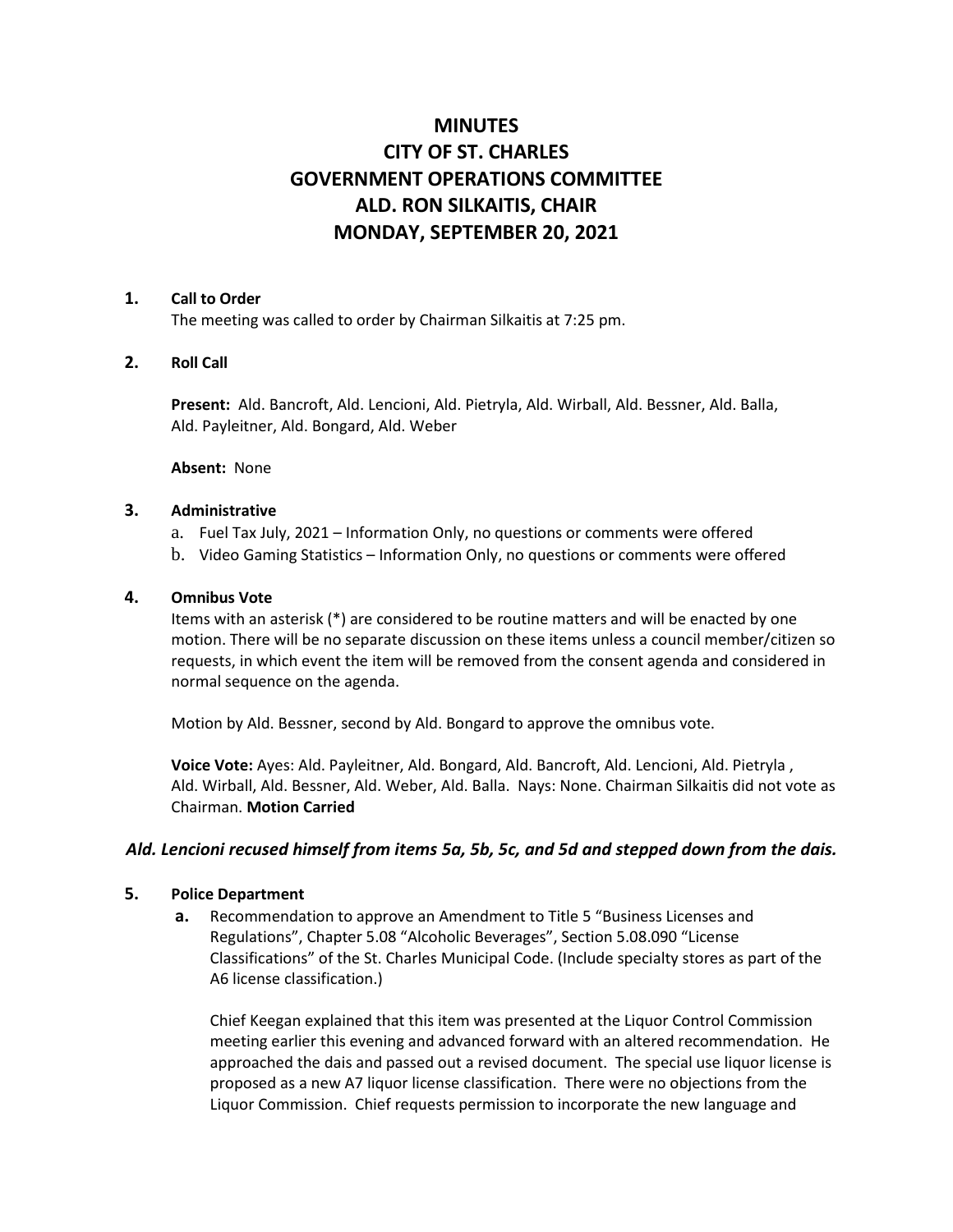# MINUTES
# CITY OF ST. CHARLES
# GOVERNMENT OPERATIONS COMMITTEE
# ALD. RON SILKAITIS, CHAIR
# MONDAY, SEPTEMBER 20, 2021

**1. Call to Order**

The meeting was called to order by Chairman Silkaitis at 7:25 pm.

**2. Roll Call**

**Present:** Ald. Bancroft, Ald. Lencioni, Ald. Pietryla, Ald. Wirball, Ald. Bessner, Ald. Balla, Ald. Payleitner, Ald. Bongard, Ald. Weber

**Absent:** None

**3. Administrative**

a. Fuel Tax July, 2021 – Information Only, no questions or comments were offered
b. Video Gaming Statistics – Information Only, no questions or comments were offered

**4. Omnibus Vote**

Items with an asterisk (*) are considered to be routine matters and will be enacted by one motion. There will be no separate discussion on these items unless a council member/citizen so requests, in which event the item will be removed from the consent agenda and considered in normal sequence on the agenda.

Motion by Ald. Bessner, second by Ald. Bongard to approve the omnibus vote.

**Voice Vote:** Ayes: Ald. Payleitner, Ald. Bongard, Ald. Bancroft, Ald. Lencioni, Ald. Pietryla , Ald. Wirball, Ald. Bessner, Ald. Weber, Ald. Balla. Nays: None. Chairman Silkaitis did not vote as Chairman. **Motion Carried**

***Ald. Lencioni recused himself from items 5a, 5b, 5c, and 5d and stepped down from the dais.***

**5. Police Department**

**a.** Recommendation to approve an Amendment to Title 5 "Business Licenses and Regulations", Chapter 5.08 "Alcoholic Beverages", Section 5.08.090 "License Classifications" of the St. Charles Municipal Code. (Include specialty stores as part of the A6 license classification.)

Chief Keegan explained that this item was presented at the Liquor Control Commission meeting earlier this evening and advanced forward with an altered recommendation. He approached the dais and passed out a revised document. The special use liquor license is proposed as a new A7 liquor license classification. There were no objections from the Liquor Commission. Chief requests permission to incorporate the new language and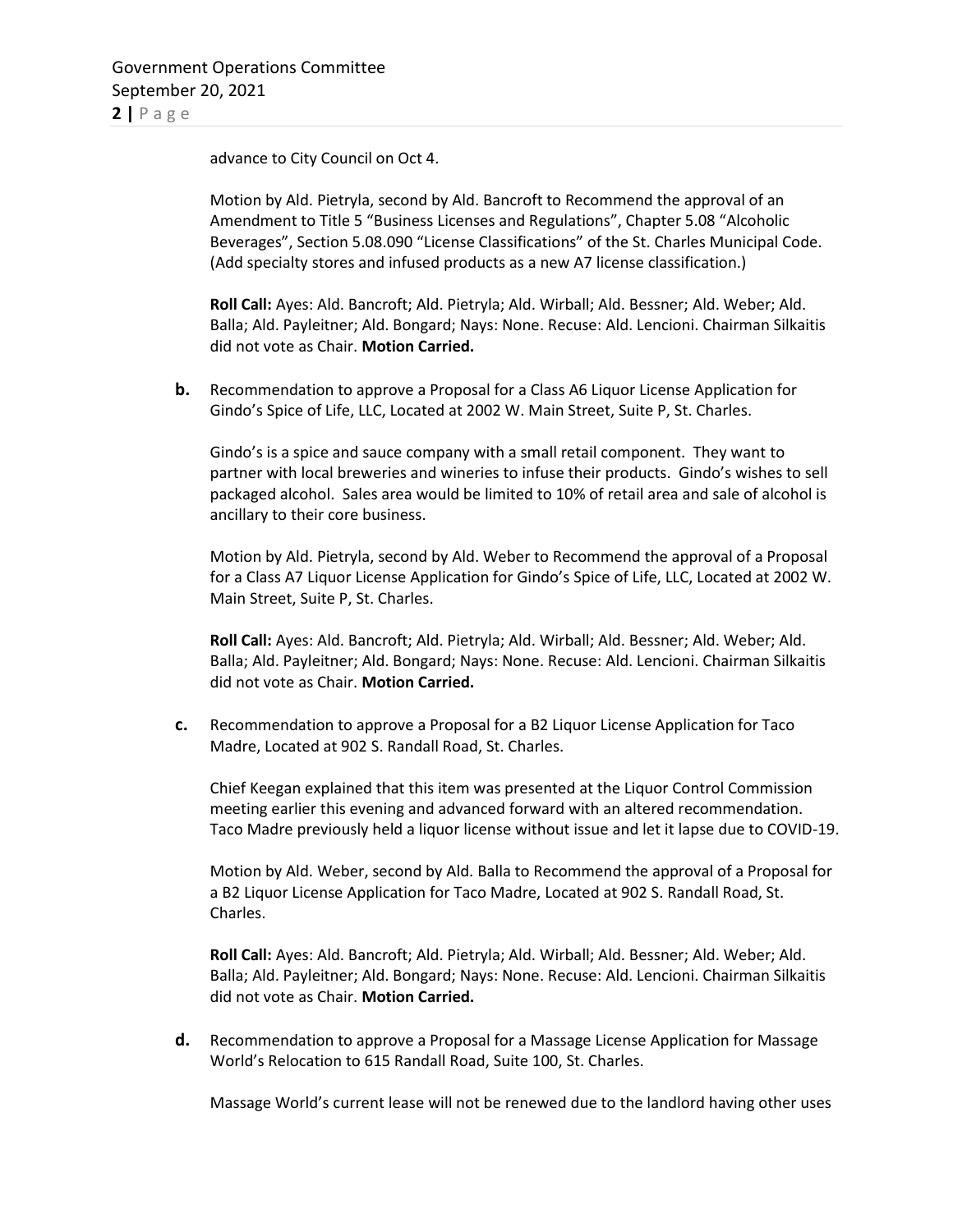advance to City Council on Oct 4.

Motion by Ald. Pietryla, second by Ald. Bancroft to Recommend the approval of an Amendment to Title 5 "Business Licenses and Regulations", Chapter 5.08 "Alcoholic Beverages", Section 5.08.090 "License Classifications" of the St. Charles Municipal Code. (Add specialty stores and infused products as a new A7 license classification.)

**Roll Call:** Ayes: Ald. Bancroft; Ald. Pietryla; Ald. Wirball; Ald. Bessner; Ald. Weber; Ald. Balla; Ald. Payleitner; Ald. Bongard; Nays: None. Recuse: Ald. Lencioni. Chairman Silkaitis did not vote as Chair. **Motion Carried.**

**b.** Recommendation to approve a Proposal for a Class A6 Liquor License Application for Gindo's Spice of Life, LLC, Located at 2002 W. Main Street, Suite P, St. Charles.

Gindo's is a spice and sauce company with a small retail component. They want to partner with local breweries and wineries to infuse their products. Gindo's wishes to sell packaged alcohol. Sales area would be limited to 10% of retail area and sale of alcohol is ancillary to their core business.

Motion by Ald. Pietryla, second by Ald. Weber to Recommend the approval of a Proposal for a Class A7 Liquor License Application for Gindo's Spice of Life, LLC, Located at 2002 W. Main Street, Suite P, St. Charles.

**Roll Call:** Ayes: Ald. Bancroft; Ald. Pietryla; Ald. Wirball; Ald. Bessner; Ald. Weber; Ald. Balla; Ald. Payleitner; Ald. Bongard; Nays: None. Recuse: Ald. Lencioni. Chairman Silkaitis did not vote as Chair. **Motion Carried.**

**c.** Recommendation to approve a Proposal for a B2 Liquor License Application for Taco Madre, Located at 902 S. Randall Road, St. Charles.

Chief Keegan explained that this item was presented at the Liquor Control Commission meeting earlier this evening and advanced forward with an altered recommendation. Taco Madre previously held a liquor license without issue and let it lapse due to COVID-19.

Motion by Ald. Weber, second by Ald. Balla to Recommend the approval of a Proposal for a B2 Liquor License Application for Taco Madre, Located at 902 S. Randall Road, St. Charles.

**Roll Call:** Ayes: Ald. Bancroft; Ald. Pietryla; Ald. Wirball; Ald. Bessner; Ald. Weber; Ald. Balla; Ald. Payleitner; Ald. Bongard; Nays: None. Recuse: Ald. Lencioni. Chairman Silkaitis did not vote as Chair. **Motion Carried.**

**d.** Recommendation to approve a Proposal for a Massage License Application for Massage World's Relocation to 615 Randall Road, Suite 100, St. Charles.

Massage World's current lease will not be renewed due to the landlord having other uses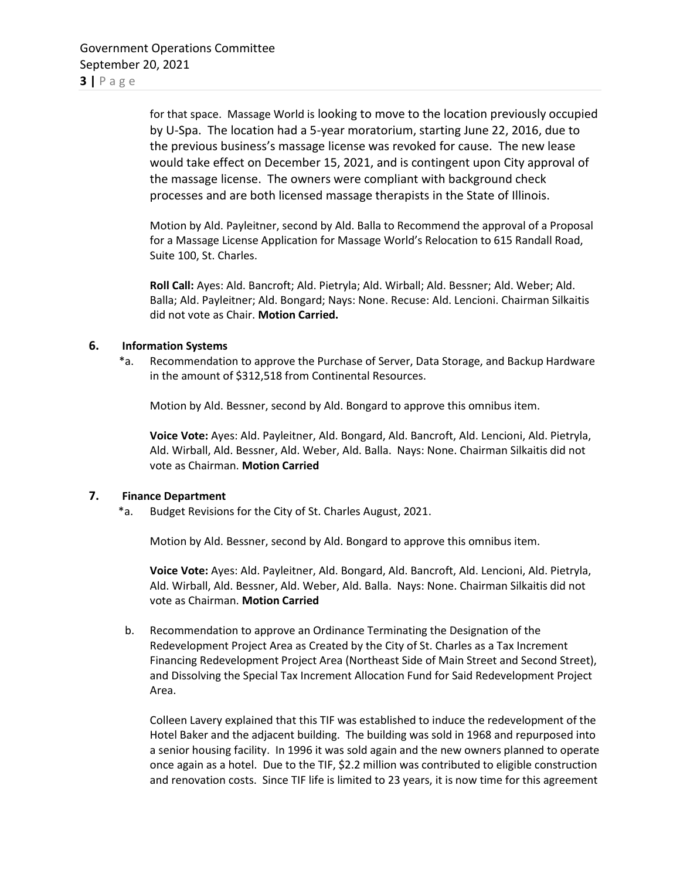for that space. Massage World is looking to move to the location previously occupied by U-Spa. The location had a 5-year moratorium, starting June 22, 2016, due to the previous business's massage license was revoked for cause. The new lease would take effect on December 15, 2021, and is contingent upon City approval of the massage license. The owners were compliant with background check processes and are both licensed massage therapists in the State of Illinois.

Motion by Ald. Payleitner, second by Ald. Balla to Recommend the approval of a Proposal for a Massage License Application for Massage World's Relocation to 615 Randall Road, Suite 100, St. Charles.

**Roll Call:** Ayes: Ald. Bancroft; Ald. Pietryla; Ald. Wirball; Ald. Bessner; Ald. Weber; Ald. Balla; Ald. Payleitner; Ald. Bongard; Nays: None. Recuse: Ald. Lencioni. Chairman Silkaitis did not vote as Chair. **Motion Carried.**

**6. Information Systems**

*a. Recommendation to approve the Purchase of Server, Data Storage, and Backup Hardware in the amount of $312,518 from Continental Resources.

Motion by Ald. Bessner, second by Ald. Bongard to approve this omnibus item.

**Voice Vote:** Ayes: Ald. Payleitner, Ald. Bongard, Ald. Bancroft, Ald. Lencioni, Ald. Pietryla, Ald. Wirball, Ald. Bessner, Ald. Weber, Ald. Balla. Nays: None. Chairman Silkaitis did not vote as Chairman. **Motion Carried**

**7. Finance Department**

*a. Budget Revisions for the City of St. Charles August, 2021.

Motion by Ald. Bessner, second by Ald. Bongard to approve this omnibus item.

**Voice Vote:** Ayes: Ald. Payleitner, Ald. Bongard, Ald. Bancroft, Ald. Lencioni, Ald. Pietryla, Ald. Wirball, Ald. Bessner, Ald. Weber, Ald. Balla. Nays: None. Chairman Silkaitis did not vote as Chairman. **Motion Carried**

b. Recommendation to approve an Ordinance Terminating the Designation of the Redevelopment Project Area as Created by the City of St. Charles as a Tax Increment Financing Redevelopment Project Area (Northeast Side of Main Street and Second Street), and Dissolving the Special Tax Increment Allocation Fund for Said Redevelopment Project Area.

Colleen Lavery explained that this TIF was established to induce the redevelopment of the Hotel Baker and the adjacent building. The building was sold in 1968 and repurposed into a senior housing facility. In 1996 it was sold again and the new owners planned to operate once again as a hotel. Due to the TIF, $2.2 million was contributed to eligible construction and renovation costs. Since TIF life is limited to 23 years, it is now time for this agreement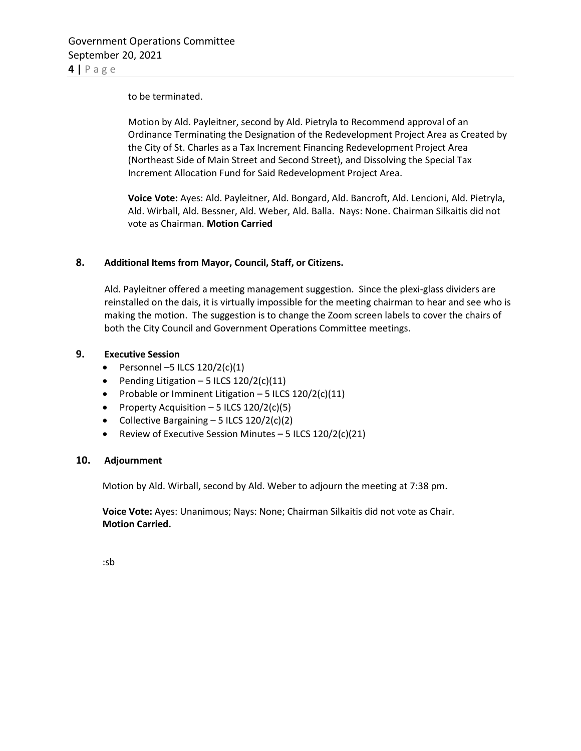to be terminated.

Motion by Ald. Payleitner, second by Ald. Pietryla to Recommend approval of an Ordinance Terminating the Designation of the Redevelopment Project Area as Created by the City of St. Charles as a Tax Increment Financing Redevelopment Project Area (Northeast Side of Main Street and Second Street), and Dissolving the Special Tax Increment Allocation Fund for Said Redevelopment Project Area.

**Voice Vote:** Ayes: Ald. Payleitner, Ald. Bongard, Ald. Bancroft, Ald. Lencioni, Ald. Pietryla, Ald. Wirball, Ald. Bessner, Ald. Weber, Ald. Balla. Nays: None. Chairman Silkaitis did not vote as Chairman. **Motion Carried**

**8. Additional Items from Mayor, Council, Staff, or Citizens.**

Ald. Payleitner offered a meeting management suggestion. Since the plexi-glass dividers are reinstalled on the dais, it is virtually impossible for the meeting chairman to hear and see who is making the motion. The suggestion is to change the Zoom screen labels to cover the chairs of both the City Council and Government Operations Committee meetings.

**9. Executive Session**

- Personnel –5 ILCS 120/2(c)(1)
- Pending Litigation – 5 ILCS 120/2(c)(11)
- Probable or Imminent Litigation – 5 ILCS 120/2(c)(11)
- Property Acquisition – 5 ILCS 120/2(c)(5)
- Collective Bargaining – 5 ILCS 120/2(c)(2)
- Review of Executive Session Minutes – 5 ILCS 120/2(c)(21)

**10. Adjournment**

Motion by Ald. Wirball, second by Ald. Weber to adjourn the meeting at 7:38 pm.

**Voice Vote:** Ayes: Unanimous; Nays: None; Chairman Silkaitis did not vote as Chair.
**Motion Carried.**

:sb